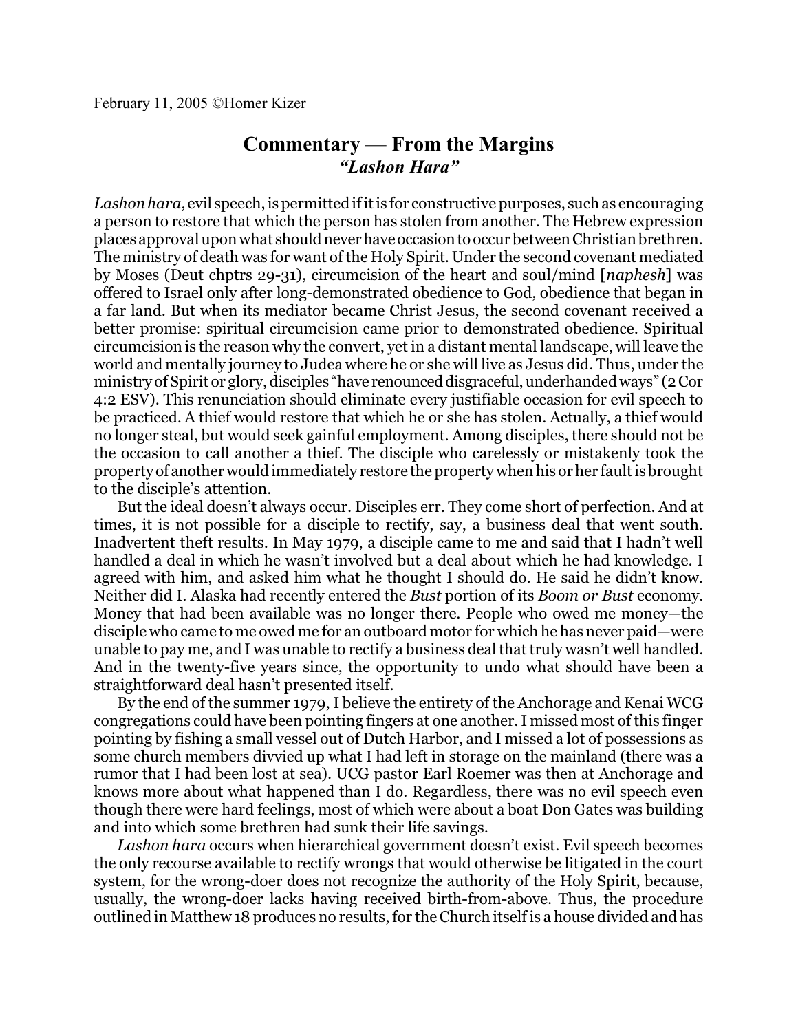February 11, 2005 ©Homer Kizer

# Commentary — From the Margins
## *"Lashon Hara"*

*Lashon hara,* evil speech, is permitted if it is for constructive purposes, such as encouraging a person to restore that which the person has stolen from another. The Hebrew expression places approval upon what should never have occasion to occur between Christian brethren. The ministry of death was for want of the Holy Spirit. Under the second covenant mediated by Moses (Deut chptrs 29-31), circumcision of the heart and soul/mind [*naphesh*] was offered to Israel only after long-demonstrated obedience to God, obedience that began in a far land. But when its mediator became Christ Jesus, the second covenant received a better promise: spiritual circumcision came prior to demonstrated obedience. Spiritual circumcision is the reason why the convert, yet in a distant mental landscape, will leave the world and mentally journey to Judea where he or she will live as Jesus did. Thus, under the ministry of Spirit or glory, disciples "have renounced disgraceful, underhanded ways" (2 Cor 4:2 ESV). This renunciation should eliminate every justifiable occasion for evil speech to be practiced. A thief would restore that which he or she has stolen. Actually, a thief would no longer steal, but would seek gainful employment. Among disciples, there should not be the occasion to call another a thief. The disciple who carelessly or mistakenly took the property of another would immediately restore the property when his or her fault is brought to the disciple's attention.

But the ideal doesn't always occur. Disciples err. They come short of perfection. And at times, it is not possible for a disciple to rectify, say, a business deal that went south. Inadvertent theft results. In May 1979, a disciple came to me and said that I hadn't well handled a deal in which he wasn't involved but a deal about which he had knowledge. I agreed with him, and asked him what he thought I should do. He said he didn't know. Neither did I. Alaska had recently entered the *Bust* portion of its *Boom or Bust* economy. Money that had been available was no longer there. People who owed me money—the disciple who came to me owed me for an outboard motor for which he has never paid—were unable to pay me, and I was unable to rectify a business deal that truly wasn't well handled. And in the twenty-five years since, the opportunity to undo what should have been a straightforward deal hasn't presented itself.

By the end of the summer 1979, I believe the entirety of the Anchorage and Kenai WCG congregations could have been pointing fingers at one another. I missed most of this finger pointing by fishing a small vessel out of Dutch Harbor, and I missed a lot of possessions as some church members divvied up what I had left in storage on the mainland (there was a rumor that I had been lost at sea). UCG pastor Earl Roemer was then at Anchorage and knows more about what happened than I do. Regardless, there was no evil speech even though there were hard feelings, most of which were about a boat Don Gates was building and into which some brethren had sunk their life savings.

*Lashon hara* occurs when hierarchical government doesn't exist. Evil speech becomes the only recourse available to rectify wrongs that would otherwise be litigated in the court system, for the wrong-doer does not recognize the authority of the Holy Spirit, because, usually, the wrong-doer lacks having received birth-from-above. Thus, the procedure outlined in Matthew 18 produces no results, for the Church itself is a house divided and has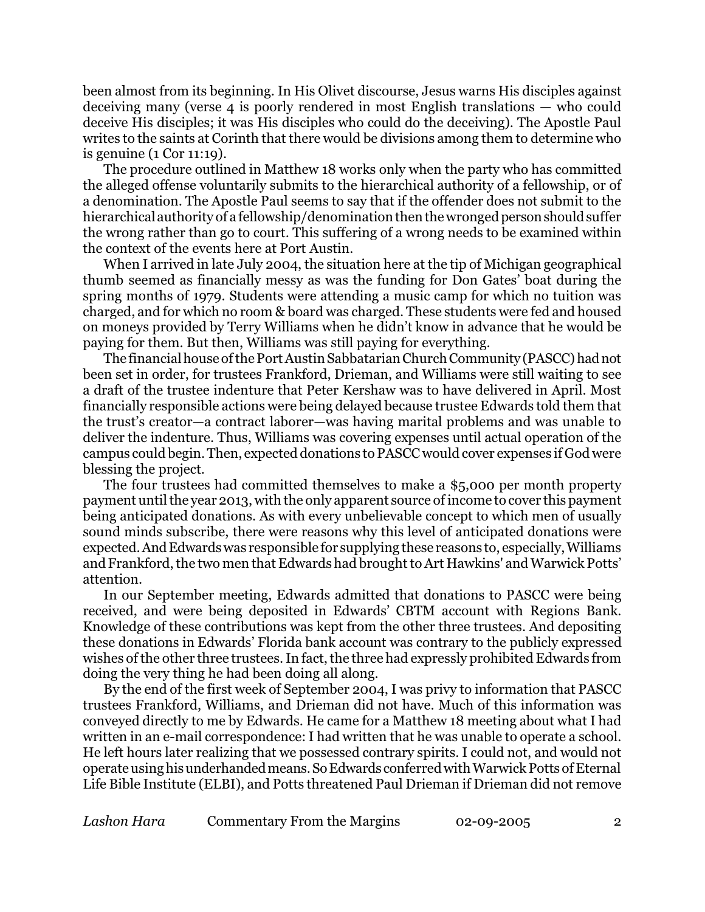been almost from its beginning. In His Olivet discourse, Jesus warns His disciples against deceiving many (verse 4 is poorly rendered in most English translations — who could deceive His disciples; it was His disciples who could do the deceiving). The Apostle Paul writes to the saints at Corinth that there would be divisions among them to determine who is genuine (1 Cor 11:19).

The procedure outlined in Matthew 18 works only when the party who has committed the alleged offense voluntarily submits to the hierarchical authority of a fellowship, or of a denomination. The Apostle Paul seems to say that if the offender does not submit to the hierarchical authority of a fellowship/denomination then the wronged person should suffer the wrong rather than go to court. This suffering of a wrong needs to be examined within the context of the events here at Port Austin.

When I arrived in late July 2004, the situation here at the tip of Michigan geographical thumb seemed as financially messy as was the funding for Don Gates' boat during the spring months of 1979. Students were attending a music camp for which no tuition was charged, and for which no room & board was charged. These students were fed and housed on moneys provided by Terry Williams when he didn't know in advance that he would be paying for them. But then, Williams was still paying for everything.

The financial house of the Port Austin Sabbatarian Church Community (PASCC) had not been set in order, for trustees Frankford, Drieman, and Williams were still waiting to see a draft of the trustee indenture that Peter Kershaw was to have delivered in April. Most financially responsible actions were being delayed because trustee Edwards told them that the trust's creator—a contract laborer—was having marital problems and was unable to deliver the indenture. Thus, Williams was covering expenses until actual operation of the campus could begin. Then, expected donations to PASCC would cover expenses if God were blessing the project.

The four trustees had committed themselves to make a $5,000 per month property payment until the year 2013, with the only apparent source of income to cover this payment being anticipated donations. As with every unbelievable concept to which men of usually sound minds subscribe, there were reasons why this level of anticipated donations were expected. And Edwards was responsible for supplying these reasons to, especially, Williams and Frankford, the two men that Edwards had brought to Art Hawkins' and Warwick Potts' attention.

In our September meeting, Edwards admitted that donations to PASCC were being received, and were being deposited in Edwards' CBTM account with Regions Bank. Knowledge of these contributions was kept from the other three trustees. And depositing these donations in Edwards' Florida bank account was contrary to the publicly expressed wishes of the other three trustees. In fact, the three had expressly prohibited Edwards from doing the very thing he had been doing all along.

By the end of the first week of September 2004, I was privy to information that PASCC trustees Frankford, Williams, and Drieman did not have. Much of this information was conveyed directly to me by Edwards. He came for a Matthew 18 meeting about what I had written in an e-mail correspondence: I had written that he was unable to operate a school. He left hours later realizing that we possessed contrary spirits. I could not, and would not operate using his underhanded means. So Edwards conferred with Warwick Potts of Eternal Life Bible Institute (ELBI), and Potts threatened Paul Drieman if Drieman did not remove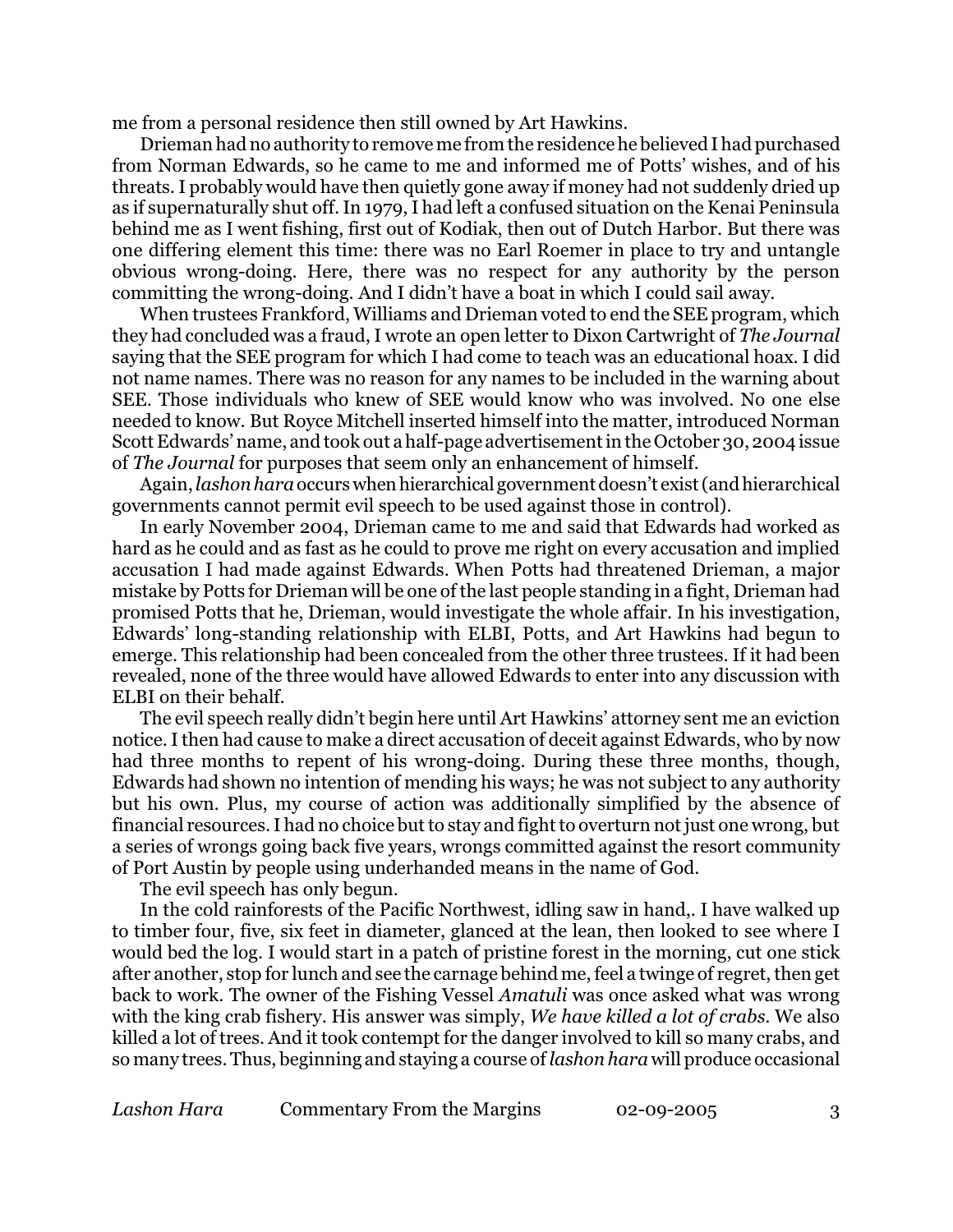me from a personal residence then still owned by Art Hawkins.

Drieman had no authority to remove me from the residence he believed I had purchased from Norman Edwards, so he came to me and informed me of Potts' wishes, and of his threats. I probably would have then quietly gone away if money had not suddenly dried up as if supernaturally shut off. In 1979, I had left a confused situation on the Kenai Peninsula behind me as I went fishing, first out of Kodiak, then out of Dutch Harbor. But there was one differing element this time: there was no Earl Roemer in place to try and untangle obvious wrong-doing. Here, there was no respect for any authority by the person committing the wrong-doing. And I didn't have a boat in which I could sail away.

When trustees Frankford, Williams and Drieman voted to end the SEE program, which they had concluded was a fraud, I wrote an open letter to Dixon Cartwright of *The Journal* saying that the SEE program for which I had come to teach was an educational hoax. I did not name names. There was no reason for any names to be included in the warning about SEE. Those individuals who knew of SEE would know who was involved. No one else needed to know. But Royce Mitchell inserted himself into the matter, introduced Norman Scott Edwards' name, and took out a half-page advertisement in the October 30, 2004 issue of *The Journal* for purposes that seem only an enhancement of himself.

Again, *lashon hara* occurs when hierarchical government doesn't exist (and hierarchical governments cannot permit evil speech to be used against those in control).

In early November 2004, Drieman came to me and said that Edwards had worked as hard as he could and as fast as he could to prove me right on every accusation and implied accusation I had made against Edwards. When Potts had threatened Drieman, a major mistake by Potts for Drieman will be one of the last people standing in a fight, Drieman had promised Potts that he, Drieman, would investigate the whole affair. In his investigation, Edwards' long-standing relationship with ELBI, Potts, and Art Hawkins had begun to emerge. This relationship had been concealed from the other three trustees. If it had been revealed, none of the three would have allowed Edwards to enter into any discussion with ELBI on their behalf.

The evil speech really didn't begin here until Art Hawkins' attorney sent me an eviction notice. I then had cause to make a direct accusation of deceit against Edwards, who by now had three months to repent of his wrong-doing. During these three months, though, Edwards had shown no intention of mending his ways; he was not subject to any authority but his own. Plus, my course of action was additionally simplified by the absence of financial resources. I had no choice but to stay and fight to overturn not just one wrong, but a series of wrongs going back five years, wrongs committed against the resort community of Port Austin by people using underhanded means in the name of God.

The evil speech has only begun.

In the cold rainforests of the Pacific Northwest, idling saw in hand,. I have walked up to timber four, five, six feet in diameter, glanced at the lean, then looked to see where I would bed the log. I would start in a patch of pristine forest in the morning, cut one stick after another, stop for lunch and see the carnage behind me, feel a twinge of regret, then get back to work. The owner of the Fishing Vessel *Amatuli* was once asked what was wrong with the king crab fishery. His answer was simply, *We have killed a lot of crabs*. We also killed a lot of trees. And it took contempt for the danger involved to kill so many crabs, and so many trees. Thus, beginning and staying a course of *lashon hara* will produce occasional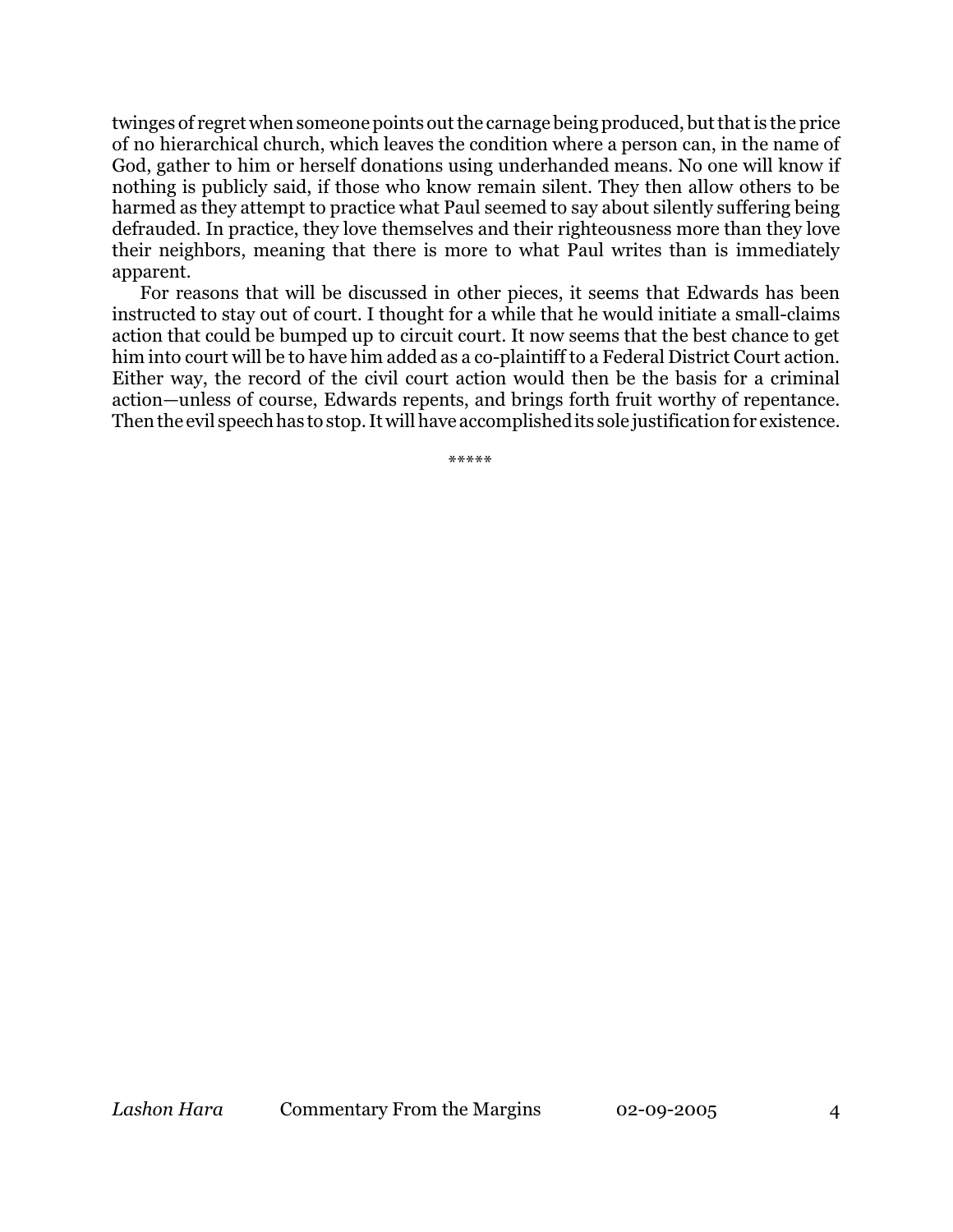twinges of regret when someone points out the carnage being produced, but that is the price of no hierarchical church, which leaves the condition where a person can, in the name of God, gather to him or herself donations using underhanded means. No one will know if nothing is publicly said, if those who know remain silent. They then allow others to be harmed as they attempt to practice what Paul seemed to say about silently suffering being defrauded. In practice, they love themselves and their righteousness more than they love their neighbors, meaning that there is more to what Paul writes than is immediately apparent.

For reasons that will be discussed in other pieces, it seems that Edwards has been instructed to stay out of court. I thought for a while that he would initiate a small-claims action that could be bumped up to circuit court. It now seems that the best chance to get him into court will be to have him added as a co-plaintiff to a Federal District Court action. Either way, the record of the civil court action would then be the basis for a criminal action—unless of course, Edwards repents, and brings forth fruit worthy of repentance. Then the evil speech has to stop. It will have accomplished its sole justification for existence.

*****